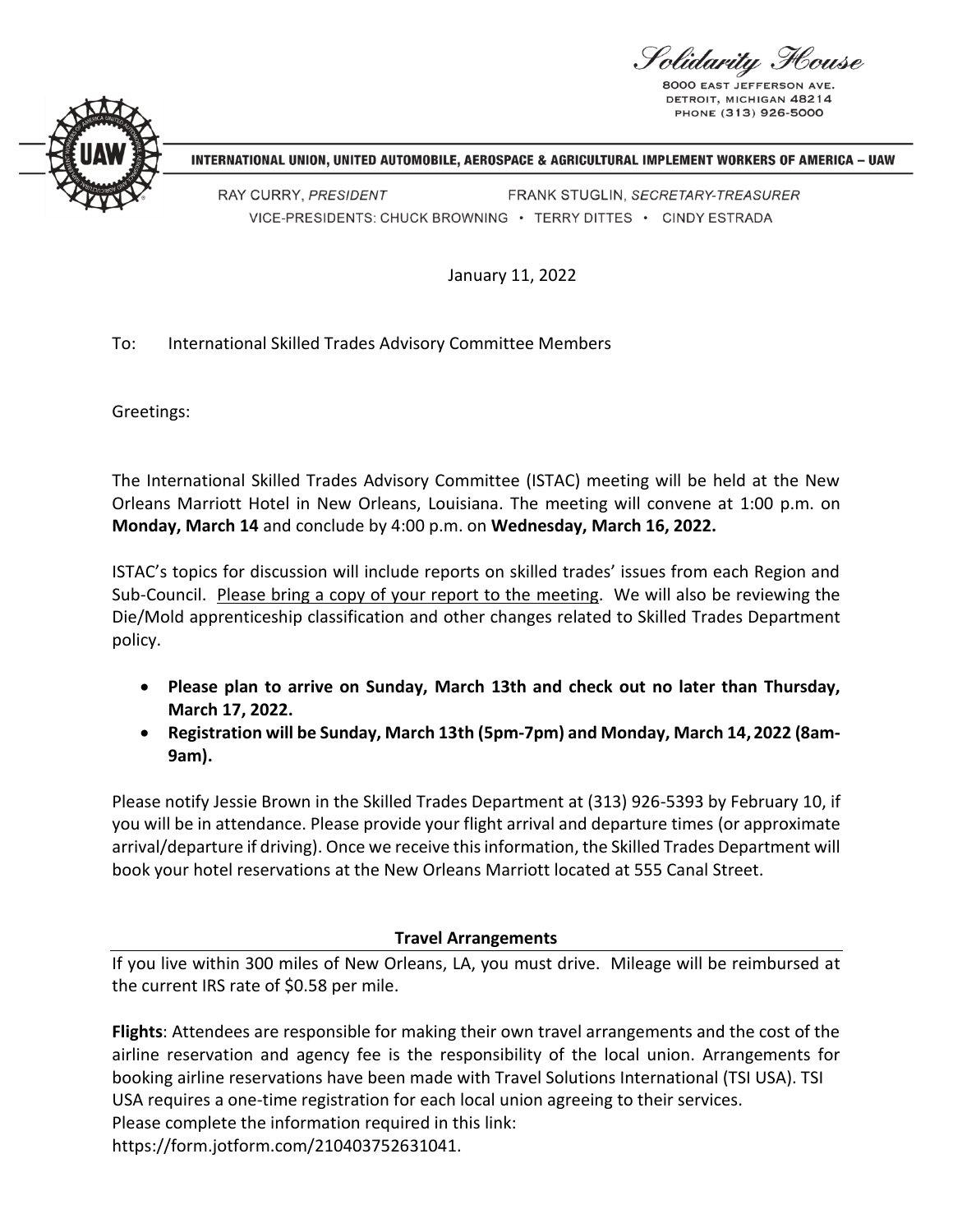Solidarity House

8000 EAST JEFFERSON AVE.
DETROIT, MICHIGAN 48214
PHONE (313) 926-5000

**INTERNATIONAL UNION, UNITED AUTOMOBILE, AEROSPACE & AGRICULTURAL IMPLEMENT WORKERS OF AMERICA – UAW**

RAY CURRY, *PRESIDENT* FRANK STUGLIN, *SECRETARY-TREASURER*
VICE-PRESIDENTS: CHUCK BROWNING • TERRY DITTES • CINDY ESTRADA

January 11, 2022

To: International Skilled Trades Advisory Committee Members

Greetings:

The International Skilled Trades Advisory Committee (ISTAC) meeting will be held at the New Orleans Marriott Hotel in New Orleans, Louisiana. The meeting will convene at 1:00 p.m. on **Monday, March 14** and conclude by 4:00 p.m. on **Wednesday, March 16, 2022.**

ISTAC's topics for discussion will include reports on skilled trades' issues from each Region and Sub-Council. Please bring a copy of your report to the meeting. We will also be reviewing the Die/Mold apprenticeship classification and other changes related to Skilled Trades Department policy.

- **Please plan to arrive on Sunday, March 13th and check out no later than Thursday, March 17, 2022.**
- **Registration will be Sunday, March 13th (5pm-7pm) and Monday, March 14, 2022 (8am-9am).**

Please notify Jessie Brown in the Skilled Trades Department at (313) 926-5393 by February 10, if you will be in attendance. Please provide your flight arrival and departure times (or approximate arrival/departure if driving). Once we receive this information, the Skilled Trades Department will book your hotel reservations at the New Orleans Marriott located at 555 Canal Street.

## Travel Arrangements

If you live within 300 miles of New Orleans, LA, you must drive. Mileage will be reimbursed at the current IRS rate of $0.58 per mile.

**Flights**: Attendees are responsible for making their own travel arrangements and the cost of the airline reservation and agency fee is the responsibility of the local union. Arrangements for booking airline reservations have been made with Travel Solutions International (TSI USA). TSI USA requires a one-time registration for each local union agreeing to their services.
Please complete the information required in this link:
https://form.jotform.com/210403752631041.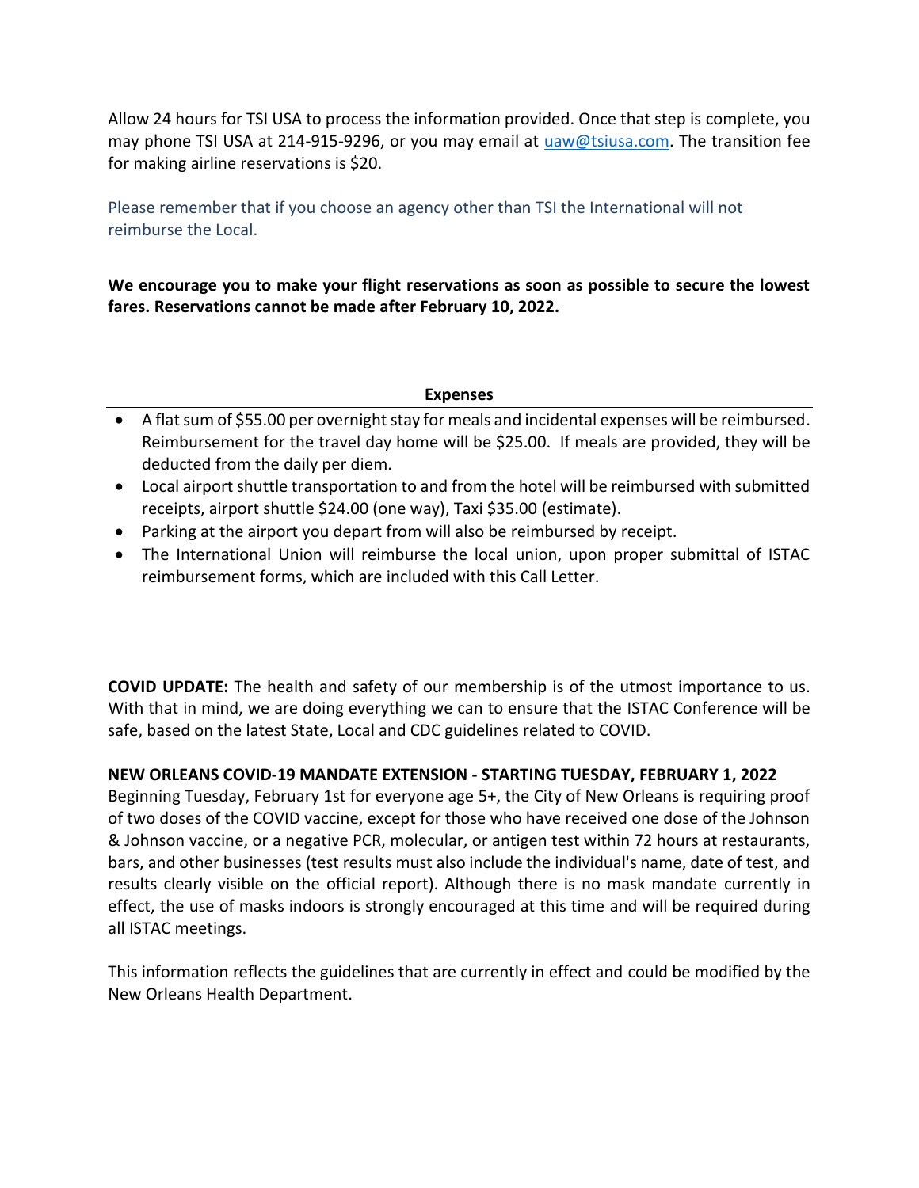Allow 24 hours for TSI USA to process the information provided. Once that step is complete, you may phone TSI USA at 214-915-9296, or you may email at uaw@tsiusa.com. The transition fee for making airline reservations is $20.

Please remember that if you choose an agency other than TSI the International will not reimburse the Local.

**We encourage you to make your flight reservations as soon as possible to secure the lowest fares. Reservations cannot be made after February 10, 2022.**

### Expenses

- A flat sum of $55.00 per overnight stay for meals and incidental expenses will be reimbursed. Reimbursement for the travel day home will be $25.00. If meals are provided, they will be deducted from the daily per diem.
- Local airport shuttle transportation to and from the hotel will be reimbursed with submitted receipts, airport shuttle $24.00 (one way), Taxi $35.00 (estimate).
- Parking at the airport you depart from will also be reimbursed by receipt.
- The International Union will reimburse the local union, upon proper submittal of ISTAC reimbursement forms, which are included with this Call Letter.

**COVID UPDATE:** The health and safety of our membership is of the utmost importance to us. With that in mind, we are doing everything we can to ensure that the ISTAC Conference will be safe, based on the latest State, Local and CDC guidelines related to COVID.

**NEW ORLEANS COVID-19 MANDATE EXTENSION - STARTING TUESDAY, FEBRUARY 1, 2022**

Beginning Tuesday, February 1st for everyone age 5+, the City of New Orleans is requiring proof of two doses of the COVID vaccine, except for those who have received one dose of the Johnson & Johnson vaccine, or a negative PCR, molecular, or antigen test within 72 hours at restaurants, bars, and other businesses (test results must also include the individual's name, date of test, and results clearly visible on the official report). Although there is no mask mandate currently in effect, the use of masks indoors is strongly encouraged at this time and will be required during all ISTAC meetings.

This information reflects the guidelines that are currently in effect and could be modified by the New Orleans Health Department.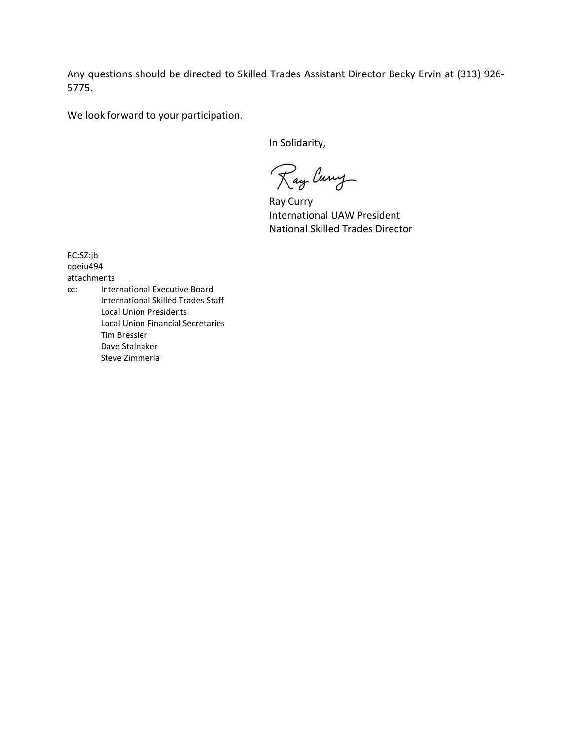Any questions should be directed to Skilled Trades Assistant Director Becky Ervin at (313) 926-5775.

We look forward to your participation.

In Solidarity,

Ray Curry
International UAW President
National Skilled Trades Director

RC:SZ:jb
opeiu494
attachments

cc: International Executive Board
International Skilled Trades Staff
Local Union Presidents
Local Union Financial Secretaries
Tim Bressler
Dave Stalnaker
Steve Zimmerla